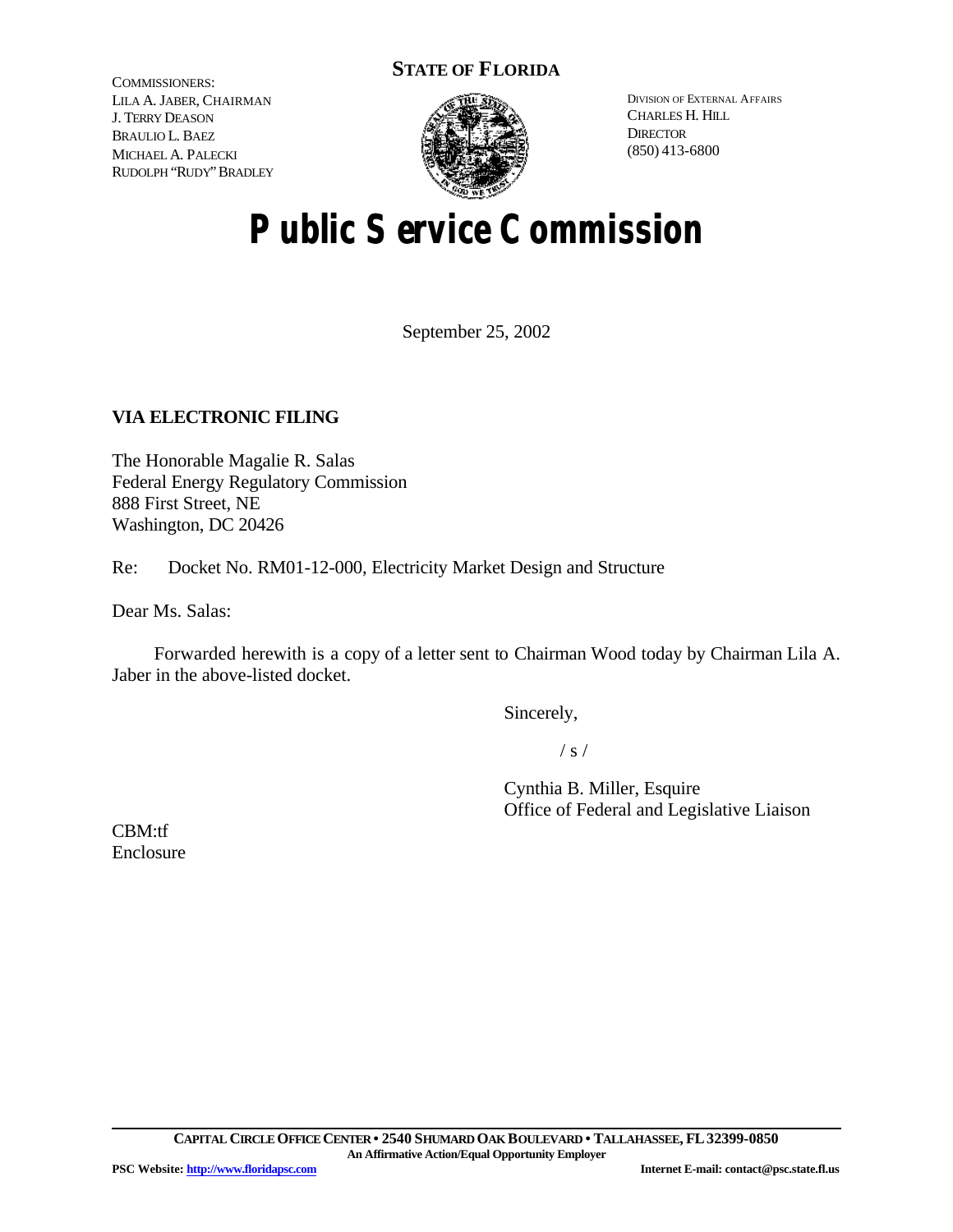COMMISSIONERS:
LILA A. JABER, CHAIRMAN
J. TERRY DEASON
BRAULIO L. BAEZ
MICHAEL A. PALECKI
RUDOLPH "RUDY" BRADLEY

**STATE OF FLORIDA**

DIVISION OF EXTERNAL AFFAIRS
CHARLES H. HILL
DIRECTOR
(850) 413-6800

# Public Service Commission

September 25, 2002

**VIA ELECTRONIC FILING**

The Honorable Magalie R. Salas
Federal Energy Regulatory Commission
888 First Street, NE
Washington, DC 20426

Re: Docket No. RM01-12-000, Electricity Market Design and Structure

Dear Ms. Salas:

Forwarded herewith is a copy of a letter sent to Chairman Wood today by Chairman Lila A. Jaber in the above-listed docket.

Sincerely,

/ s /

Cynthia B. Miller, Esquire
Office of Federal and Legislative Liaison

CBM:tf
Enclosure

CAPITAL CIRCLE OFFICE CENTER • 2540 SHUMARD OAK BOULEVARD • TALLAHASSEE, FL 32399-0850
An Affirmative Action/Equal Opportunity Employer
PSC Website: http://www.floridapsc.com Internet E-mail: contact@psc.state.fl.us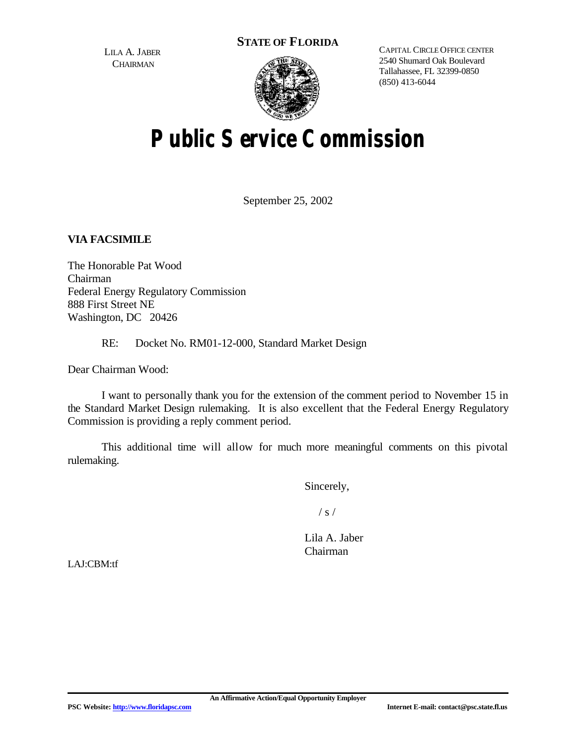LILA A. JABER
CHAIRMAN

**STATE OF FLORIDA**

CAPITAL CIRCLE OFFICE CENTER
2540 Shumard Oak Boulevard
Tallahassee, FL 32399-0850
(850) 413-6044

# Public Service Commission

September 25, 2002

**VIA FACSIMILE**

The Honorable Pat Wood
Chairman
Federal Energy Regulatory Commission
888 First Street NE
Washington, DC 20426

RE: Docket No. RM01-12-000, Standard Market Design

Dear Chairman Wood:

I want to personally thank you for the extension of the comment period to November 15 in the Standard Market Design rulemaking. It is also excellent that the Federal Energy Regulatory Commission is providing a reply comment period.

This additional time will allow for much more meaningful comments on this pivotal rulemaking.

Sincerely,

/ s /

Lila A. Jaber
Chairman

LAJ:CBM:tf

An Affirmative Action/Equal Opportunity Employer

PSC Website: http://www.floridapsc.com

Internet E-mail: contact@psc.state.fl.us